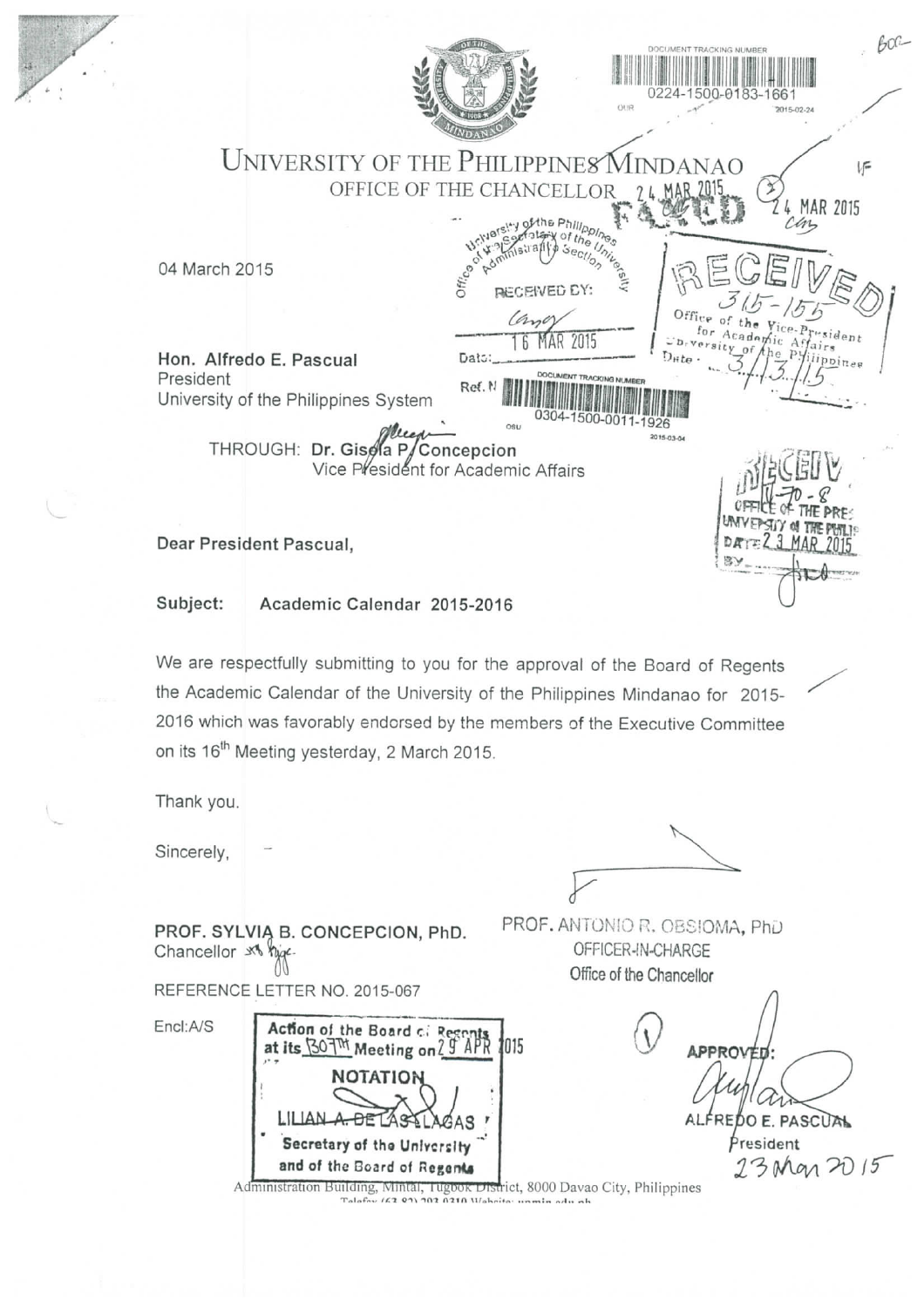DOCUMENT TRACKING NUMBER
0224-1500-0183-1661
2015-02-24

# UNIVERSITY OF THE PHILIPPINES MINDANAO

OFFICE OF THE CHANCELLOR

24 MAR 2015

FAXED

24 MAR 2015

04 March 2015

University of the Philippines
Office of the Secretary of the University
Administrative Section
RECEIVED BY:
16 MAR 2015
Date:
Ref. N
DOCUMENT TRACKING NUMBER
0304-1500-0011-1926
2015-03-04

RECEIVED
315-155
Office of the Vice-President for Academic Affairs
University of the Philippines
Date: 3/13/15

**Hon. Alfredo E. Pascual**
President
University of the Philippines System

THROUGH: **Dr. Gisela P. Concepcion**
Vice President for Academic Affairs

RECEIVED
II-70-8
OFFICE OF THE PRESIDENT
UNIVERSITY OF THE PHILIPPINES
DATE: 23 MAR 2015

**Dear President Pascual,**

**Subject: Academic Calendar 2015-2016**

We are respectfully submitting to you for the approval of the Board of Regents the Academic Calendar of the University of the Philippines Mindanao for 2015-2016 which was favorably endorsed by the members of the Executive Committee on its 16[th] Meeting yesterday, 2 March 2015.

Thank you.

Sincerely,

**PROF. SYLVIA B. CONCEPCION, PhD.**
Chancellor

PROF. ANTONIO R. OBSIOMA, PhD
OFFICER-IN-CHARGE
Office of the Chancellor

REFERENCE LETTER NO. 2015-067

Encl:A/S

Action of the Board of Regents at its 1307TH Meeting on 29 APR 2015
NOTATION
LILIAN A. DE LAS LLAGAS
Secretary of the University and of the Board of Regents

APPROVED:

ALFREDO E. PASCUAL
President
23 Mar 2015

Administration Building, Mintal, Tugbok District, 8000 Davao City, Philippines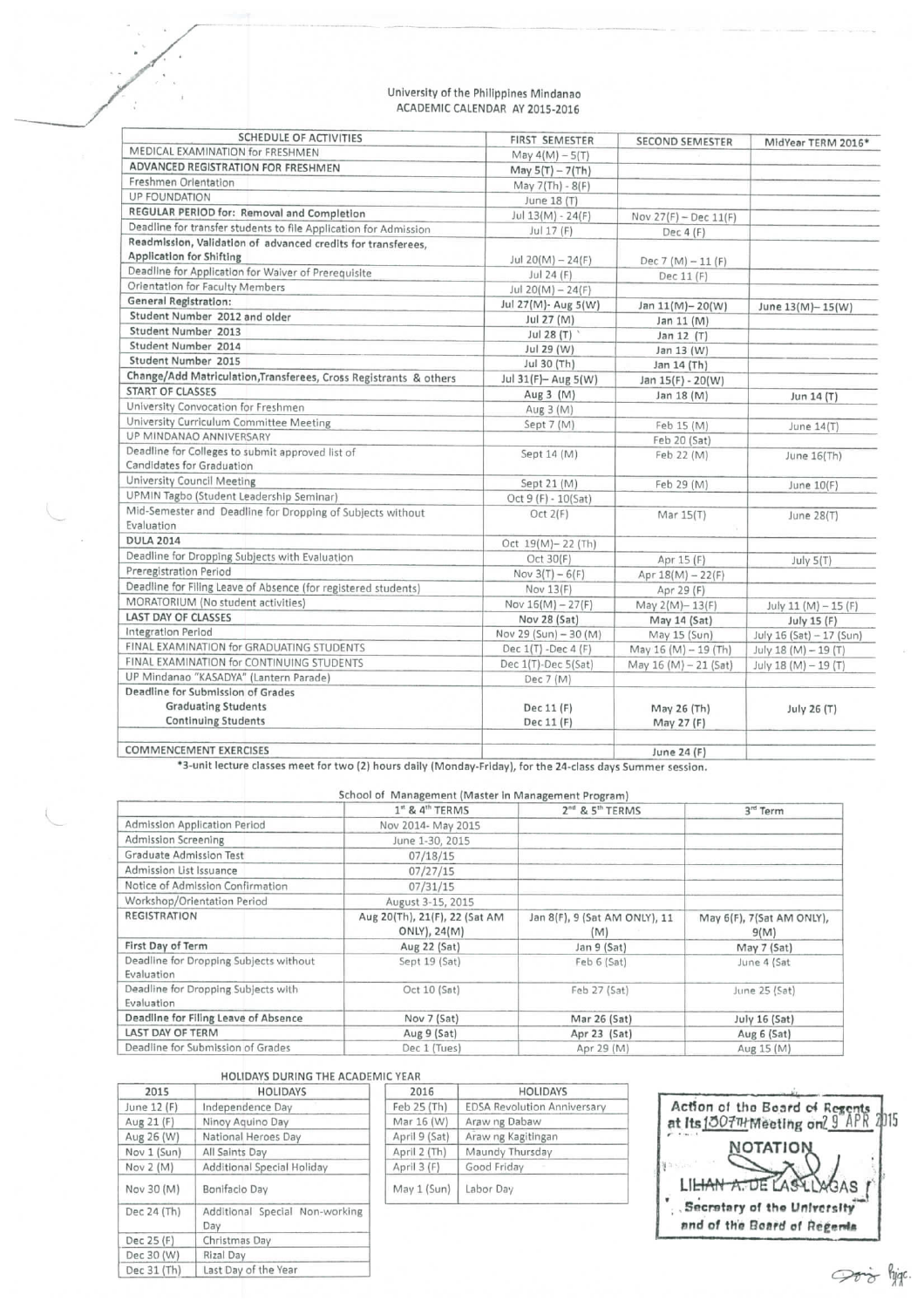University of the Philippines Mindanao
ACADEMIC CALENDAR AY 2015-2016

| SCHEDULE OF ACTIVITIES | FIRST SEMESTER | SECOND SEMESTER | MidYear TERM 2016* |
|---|---|---|---|
| MEDICAL EXAMINATION for FRESHMEN | May 4(M) – 5(T) | | |
| **ADVANCED REGISTRATION FOR FRESHMEN** | May 5(T) – 7(Th) | | |
| Freshmen Orientation | May 7(Th) - 8(F) | | |
| UP FOUNDATION | June 18 (T) | | |
| **REGULAR PERIOD for: Removal and Completion** | Jul 13(M) - 24(F) | Nov 27(F) – Dec 11(F) | |
| Deadline for transfer students to file Application for Admission | Jul 17 (F) | Dec 4 (F) | |
| **Readmission, Validation of advanced credits for transferees, Application for Shifting** | Jul 20(M) – 24(F) | Dec 7 (M) – 11 (F) | |
| Deadline for Application for Waiver of Prerequisite | Jul 24 (F) | Dec 11 (F) | |
| Orientation for Faculty Members | Jul 20(M) – 24(F) | | |
| **General Registration:** | Jul 27(M)- Aug 5(W) | Jan 11(M)– 20(W) | June 13(M)– 15(W) |
| Student Number 2012 and older | Jul 27 (M) | Jan 11 (M) | |
| Student Number 2013 | Jul 28 (T) | Jan 12 (T) | |
| Student Number 2014 | Jul 29 (W) | Jan 13 (W) | |
| Student Number 2015 | Jul 30 (Th) | Jan 14 (Th) | |
| **Change/Add Matriculation,Transferees, Cross Registrants & others** | Jul 31(F)– Aug 5(W) | Jan 15(F) - 20(W) | |
| START OF CLASSES | Aug 3 (M) | Jan 18 (M) | Jun 14 (T) |
| University Convocation for Freshmen | Aug 3 (M) | | |
| University Curriculum Committee Meeting | Sept 7 (M) | Feb 15 (M) | June 14(T) |
| UP MINDANAO ANNIVERSARY | | Feb 20 (Sat) | |
| Deadline for Colleges to submit approved list of Candidates for Graduation | Sept 14 (M) | Feb 22 (M) | June 16(Th) |
| University Council Meeting | Sept 21 (M) | Feb 29 (M) | June 10(F) |
| UPMIN Tagbo (Student Leadership Seminar) | Oct 9 (F) - 10(Sat) | | |
| Mid-Semester and Deadline for Dropping of Subjects without Evaluation | Oct 2(F) | Mar 15(T) | June 28(T) |
| **DULA 2014** | Oct 19(M)– 22 (Th) | | |
| Deadline for Dropping Subjects with Evaluation | Oct 30(F) | Apr 15 (F) | July 5(T) |
| Preregistration Period | Nov 3(T) – 6(F) | Apr 18(M) – 22(F) | |
| Deadline for Filing Leave of Absence (for registered students) | Nov 13(F) | Apr 29 (F) | |
| MORATORIUM (No student activities) | Nov 16(M) – 27(F) | May 2(M)– 13(F) | July 11 (M) – 15 (F) |
| **LAST DAY OF CLASSES** | Nov 28 (Sat) | May 14 (Sat) | July 15 (F) |
| Integration Period | Nov 29 (Sun) – 30 (M) | May 15 (Sun) | July 16 (Sat) – 17 (Sun) |
| FINAL EXAMINATION for GRADUATING STUDENTS | Dec 1(T) -Dec 4 (F) | May 16 (M) – 19 (Th) | July 18 (M) – 19 (T) |
| FINAL EXAMINATION for CONTINUING STUDENTS | Dec 1(T)-Dec 5(Sat) | May 16 (M) – 21 (Sat) | July 18 (M) – 19 (T) |
| UP Mindanao "KASADYA" (Lantern Parade) | Dec 7 (M) | | |
| **Deadline for Submission of Grades** | | | |
| Graduating Students | Dec 11 (F) | May 26 (Th) | July 26 (T) |
| Continuing Students | Dec 11 (F) | May 27 (F) | |
| COMMENCEMENT EXERCISES | | June 24 (F) | |

*3-unit lecture classes meet for two (2) hours daily (Monday-Friday), for the 24-class days Summer session.

School of Management (Master in Management Program)

| | 1st & 4th TERMS | 2nd & 5th TERMS | 3rd Term |
|---|---|---|---|
| Admission Application Period | Nov 2014- May 2015 | | |
| Admission Screening | June 1-30, 2015 | | |
| Graduate Admission Test | 07/18/15 | | |
| Admission List Issuance | 07/27/15 | | |
| Notice of Admission Confirmation | 07/31/15 | | |
| Workshop/Orientation Period | August 3-15, 2015 | | |
| REGISTRATION | Aug 20(Th), 21(F), 22 (Sat AM ONLY), 24(M) | Jan 8(F), 9 (Sat AM ONLY), 11 (M) | May 6(F), 7(Sat AM ONLY), 9(M) |
| **First Day of Term** | Aug 22 (Sat) | Jan 9 (Sat) | May 7 (Sat) |
| Deadline for Dropping Subjects without Evaluation | Sept 19 (Sat) | Feb 6 (Sat) | June 4 (Sat |
| Deadline for Dropping Subjects with Evaluation | Oct 10 (Sat) | Feb 27 (Sat) | June 25 (Sat) |
| **Deadline for Filing Leave of Absence** | Nov 7 (Sat) | Mar 26 (Sat) | July 16 (Sat) |
| LAST DAY OF TERM | Aug 9 (Sat) | Apr 23 (Sat) | Aug 6 (Sat) |
| Deadline for Submission of Grades | Dec 1 (Tues) | Apr 29 (M) | Aug 15 (M) |

HOLIDAYS DURING THE ACADEMIC YEAR

| 2015 | HOLIDAYS |
|---|---|
| June 12 (F) | Independence Day |
| Aug 21 (F) | Ninoy Aquino Day |
| Aug 26 (W) | National Heroes Day |
| Nov 1 (Sun) | All Saints Day |
| Nov 2 (M) | Additional Special Holiday |
| Nov 30 (M) | Bonifacio Day |
| Dec 24 (Th) | Additional Special Non-working Day |
| Dec 25 (F) | Christmas Day |
| Dec 30 (W) | Rizal Day |
| Dec 31 (Th) | Last Day of the Year |

| 2016 | HOLIDAYS |
|---|---|
| Feb 25 (Th) | EDSA Revolution Anniversary |
| Mar 16 (W) | Araw ng Dabaw |
| April 9 (Sat) | Araw ng Kagitingan |
| April 2 (Th) | Maundy Thursday |
| April 3 (F) | Good Friday |
| May 1 (Sun) | Labor Day |

**Action of the Board of Regents at its 1307th Meeting on 29 APR 2015**

**NOTATION**

LILIAN A. DE LAS LLAGAS
Secretary of the University and of the Board of Regents